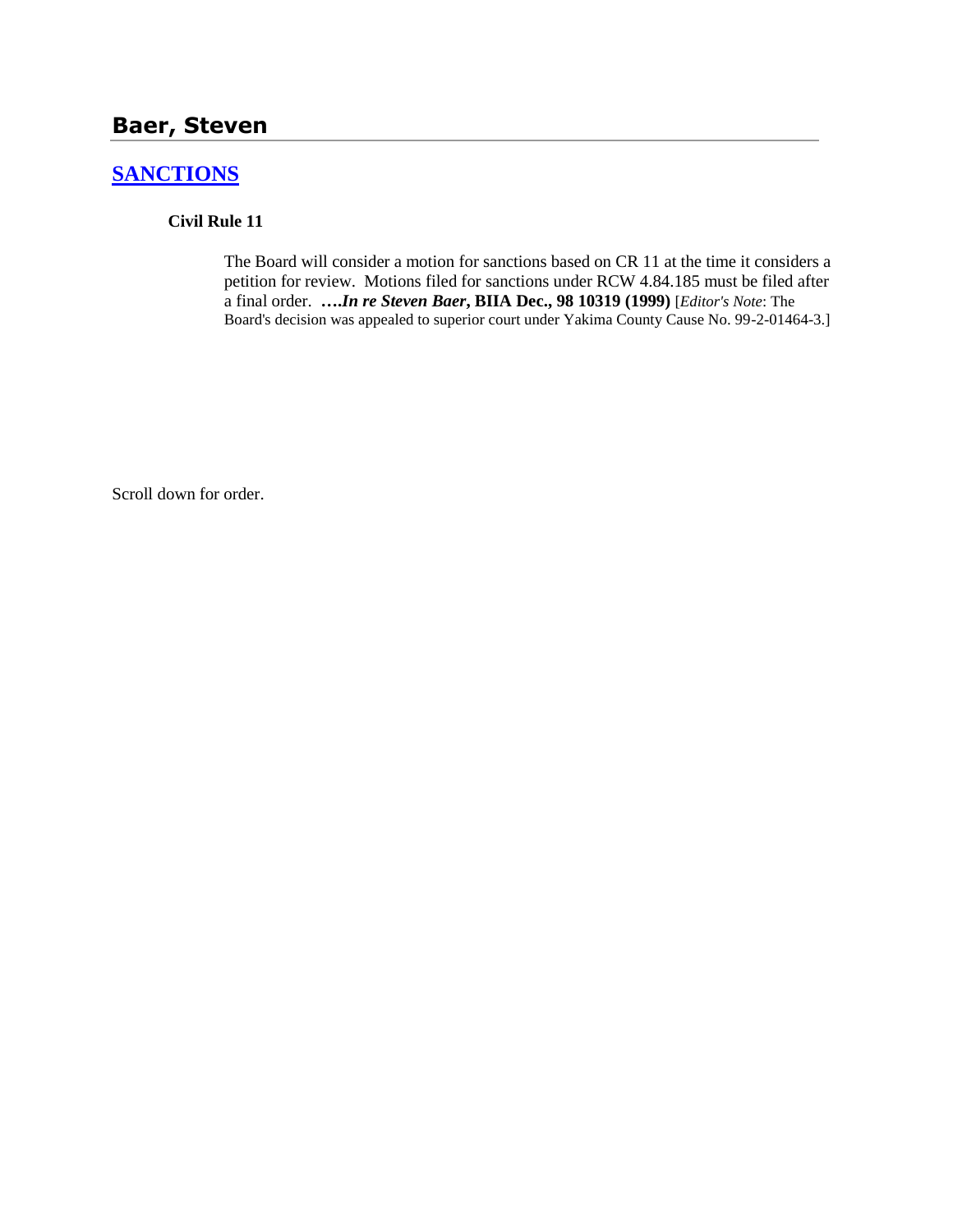## Baer, Steven

### [SANCTIONS]

**Civil Rule 11**

The Board will consider a motion for sanctions based on CR 11 at the time it considers a petition for review. Motions filed for sanctions under RCW 4.84.185 must be filed after a final order. ***….In re Steven Baer*, BIIA Dec., 98 10319 (1999)** [*Editor's Note*: The Board's decision was appealed to superior court under Yakima County Cause No. 99-2-01464-3.]

Scroll down for order.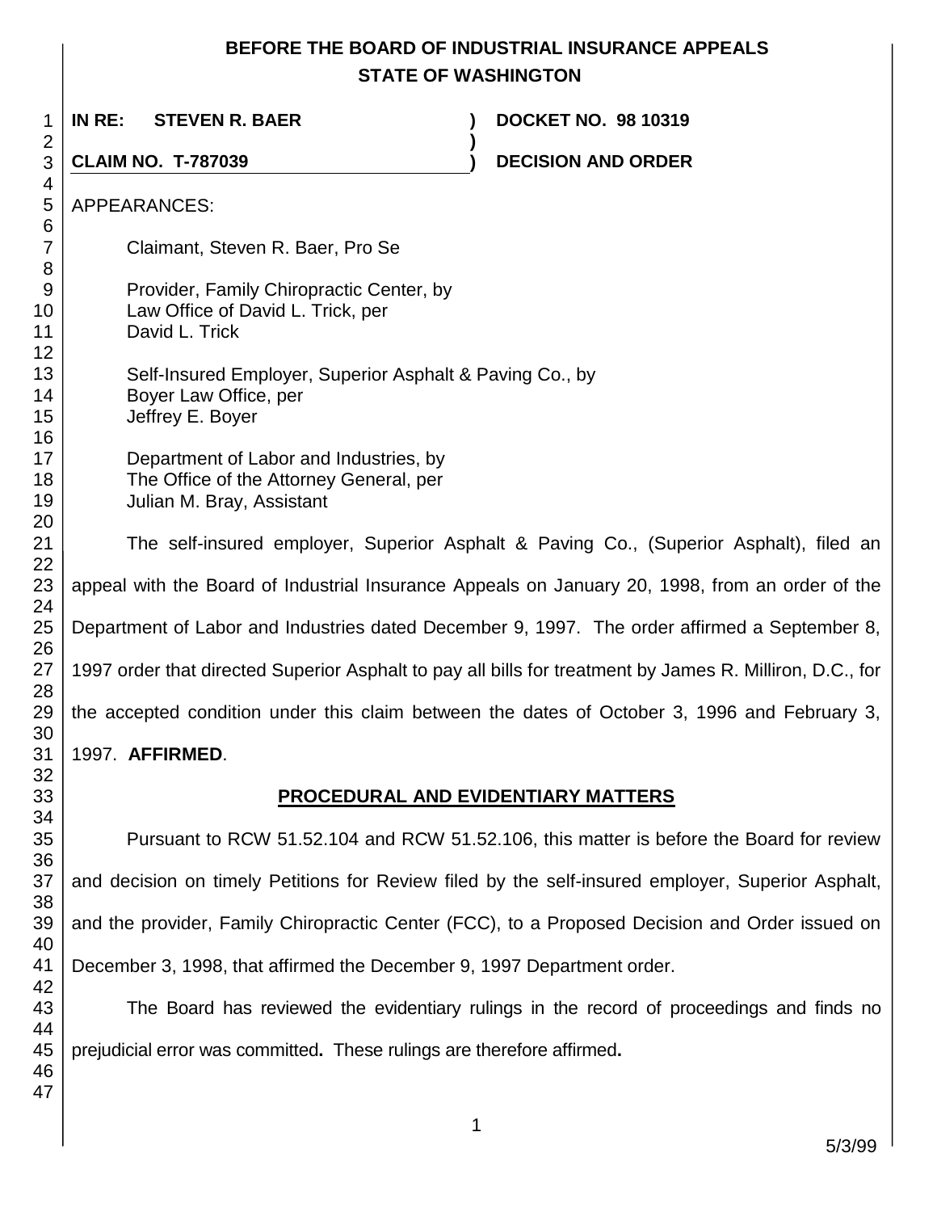# BEFORE THE BOARD OF INDUSTRIAL INSURANCE APPEALS
## STATE OF WASHINGTON

**IN RE: STEVEN R. BAER** ) **DOCKET NO. 98 10319**
)
**CLAIM NO. T-787039** ) **DECISION AND ORDER**

APPEARANCES:

Claimant, Steven R. Baer, Pro Se

Provider, Family Chiropractic Center, by
Law Office of David L. Trick, per
David L. Trick

Self-Insured Employer, Superior Asphalt & Paving Co., by
Boyer Law Office, per
Jeffrey E. Boyer

Department of Labor and Industries, by
The Office of the Attorney General, per
Julian M. Bray, Assistant

The self-insured employer, Superior Asphalt & Paving Co., (Superior Asphalt), filed an appeal with the Board of Industrial Insurance Appeals on January 20, 1998, from an order of the Department of Labor and Industries dated December 9, 1997. The order affirmed a September 8, 1997 order that directed Superior Asphalt to pay all bills for treatment by James R. Milliron, D.C., for the accepted condition under this claim between the dates of October 3, 1996 and February 3, 1997. **AFFIRMED**.

## PROCEDURAL AND EVIDENTIARY MATTERS

Pursuant to RCW 51.52.104 and RCW 51.52.106, this matter is before the Board for review and decision on timely Petitions for Review filed by the self-insured employer, Superior Asphalt, and the provider, Family Chiropractic Center (FCC), to a Proposed Decision and Order issued on December 3, 1998, that affirmed the December 9, 1997 Department order.

The Board has reviewed the evidentiary rulings in the record of proceedings and finds no prejudicial error was committed**.** These rulings are therefore affirmed**.**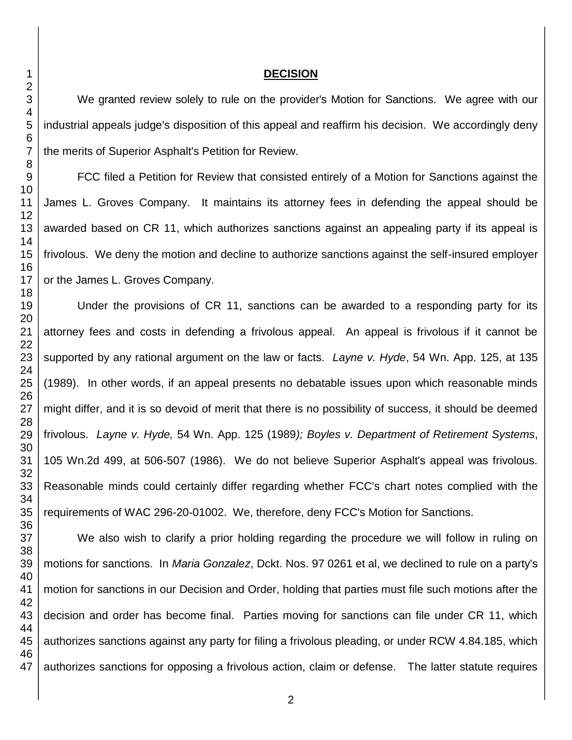## DECISION

We granted review solely to rule on the provider's Motion for Sanctions. We agree with our industrial appeals judge's disposition of this appeal and reaffirm his decision. We accordingly deny the merits of Superior Asphalt's Petition for Review.

FCC filed a Petition for Review that consisted entirely of a Motion for Sanctions against the James L. Groves Company. It maintains its attorney fees in defending the appeal should be awarded based on CR 11, which authorizes sanctions against an appealing party if its appeal is frivolous. We deny the motion and decline to authorize sanctions against the self-insured employer or the James L. Groves Company.

Under the provisions of CR 11, sanctions can be awarded to a responding party for its attorney fees and costs in defending a frivolous appeal. An appeal is frivolous if it cannot be supported by any rational argument on the law or facts. *Layne v. Hyde*, 54 Wn. App. 125, at 135 (1989). In other words, if an appeal presents no debatable issues upon which reasonable minds might differ, and it is so devoid of merit that there is no possibility of success, it should be deemed frivolous. *Layne v. Hyde,* 54 Wn. App. 125 (1989*); Boyles v. Department of Retirement Systems*, 105 Wn.2d 499, at 506-507 (1986). We do not believe Superior Asphalt's appeal was frivolous. Reasonable minds could certainly differ regarding whether FCC's chart notes complied with the requirements of WAC 296-20-01002. We, therefore, deny FCC's Motion for Sanctions.

We also wish to clarify a prior holding regarding the procedure we will follow in ruling on motions for sanctions. In *Maria Gonzalez*, Dckt. Nos. 97 0261 et al, we declined to rule on a party's motion for sanctions in our Decision and Order, holding that parties must file such motions after the decision and order has become final. Parties moving for sanctions can file under CR 11, which authorizes sanctions against any party for filing a frivolous pleading, or under RCW 4.84.185, which authorizes sanctions for opposing a frivolous action, claim or defense. The latter statute requires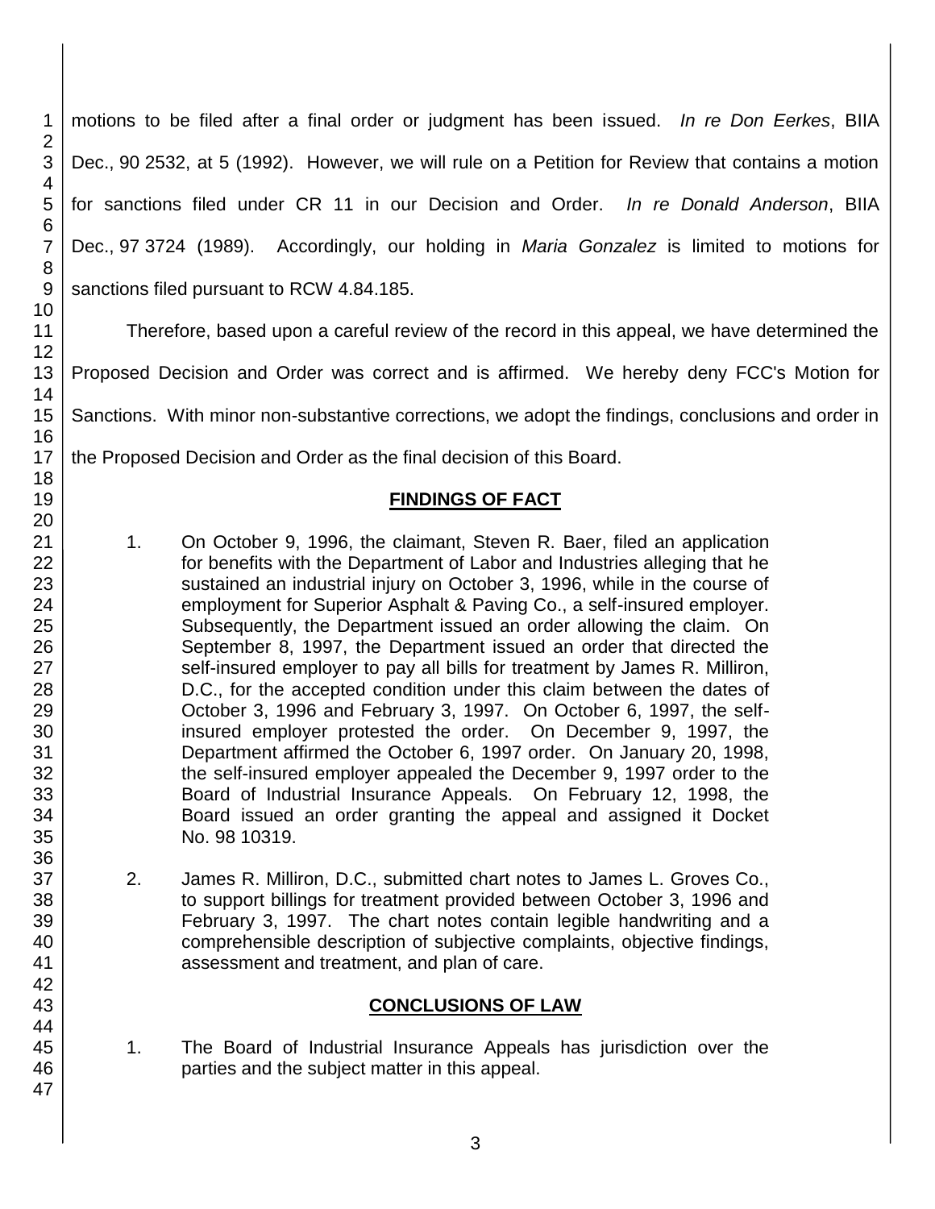motions to be filed after a final order or judgment has been issued. *In re Don Eerkes*, BIIA Dec., 90 2532, at 5 (1992). However, we will rule on a Petition for Review that contains a motion for sanctions filed under CR 11 in our Decision and Order. *In re Donald Anderson*, BIIA Dec., 97 3724 (1989). Accordingly, our holding in *Maria Gonzalez* is limited to motions for sanctions filed pursuant to RCW 4.84.185.

Therefore, based upon a careful review of the record in this appeal, we have determined the Proposed Decision and Order was correct and is affirmed. We hereby deny FCC's Motion for Sanctions. With minor non-substantive corrections, we adopt the findings, conclusions and order in the Proposed Decision and Order as the final decision of this Board.

## FINDINGS OF FACT

1. On October 9, 1996, the claimant, Steven R. Baer, filed an application for benefits with the Department of Labor and Industries alleging that he sustained an industrial injury on October 3, 1996, while in the course of employment for Superior Asphalt & Paving Co., a self-insured employer. Subsequently, the Department issued an order allowing the claim. On September 8, 1997, the Department issued an order that directed the self-insured employer to pay all bills for treatment by James R. Milliron, D.C., for the accepted condition under this claim between the dates of October 3, 1996 and February 3, 1997. On October 6, 1997, the self-insured employer protested the order. On December 9, 1997, the Department affirmed the October 6, 1997 order. On January 20, 1998, the self-insured employer appealed the December 9, 1997 order to the Board of Industrial Insurance Appeals. On February 12, 1998, the Board issued an order granting the appeal and assigned it Docket No. 98 10319.

2. James R. Milliron, D.C., submitted chart notes to James L. Groves Co., to support billings for treatment provided between October 3, 1996 and February 3, 1997. The chart notes contain legible handwriting and a comprehensible description of subjective complaints, objective findings, assessment and treatment, and plan of care.

## CONCLUSIONS OF LAW

1. The Board of Industrial Insurance Appeals has jurisdiction over the parties and the subject matter in this appeal.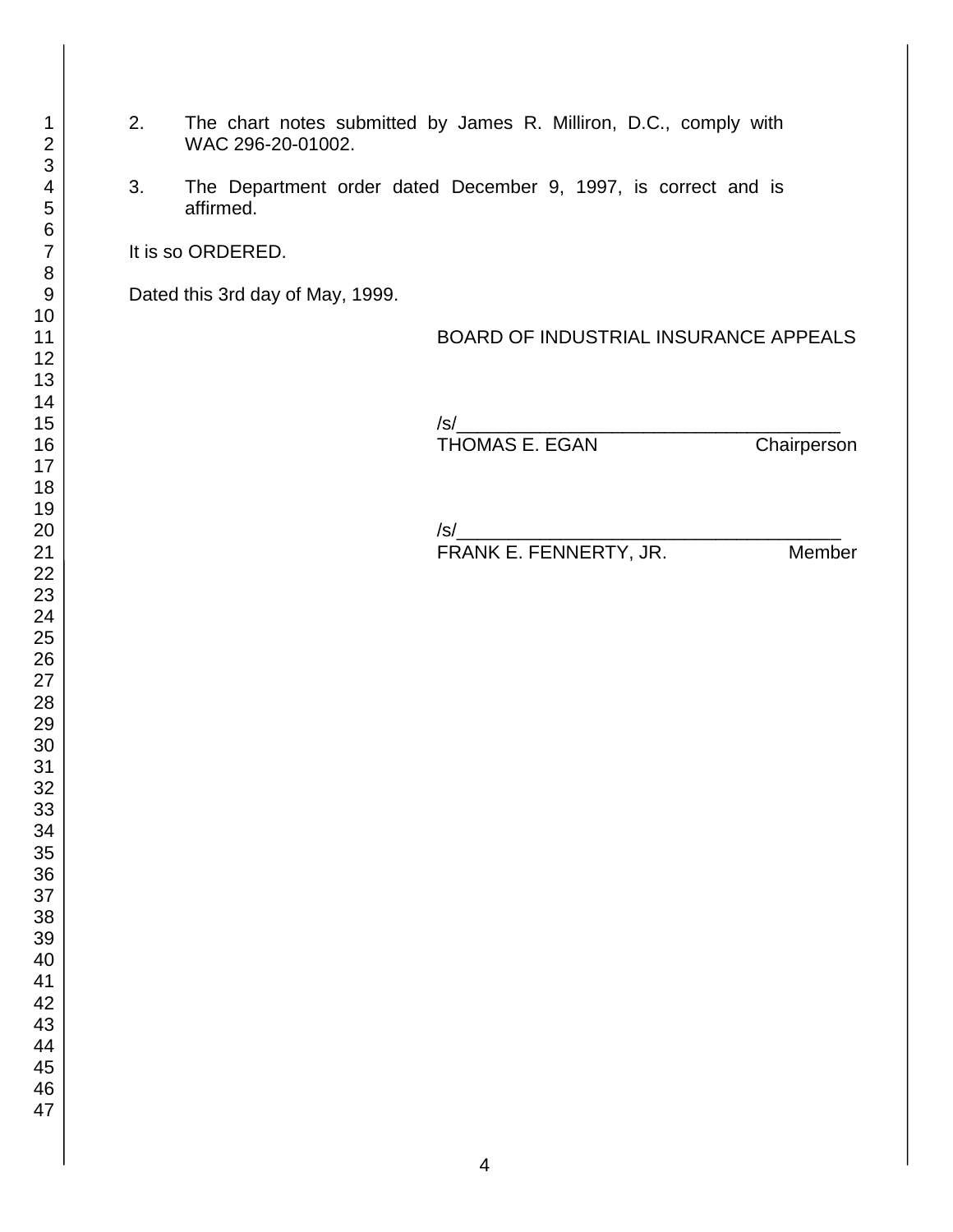2. The chart notes submitted by James R. Milliron, D.C., comply with WAC 296-20-01002.

3. The Department order dated December 9, 1997, is correct and is affirmed.

It is so ORDERED.

Dated this 3rd day of May, 1999.

BOARD OF INDUSTRIAL INSURANCE APPEALS

/s/_____________________________________
THOMAS E. EGAN Chairperson

/s/_____________________________________
FRANK E. FENNERTY, JR. Member